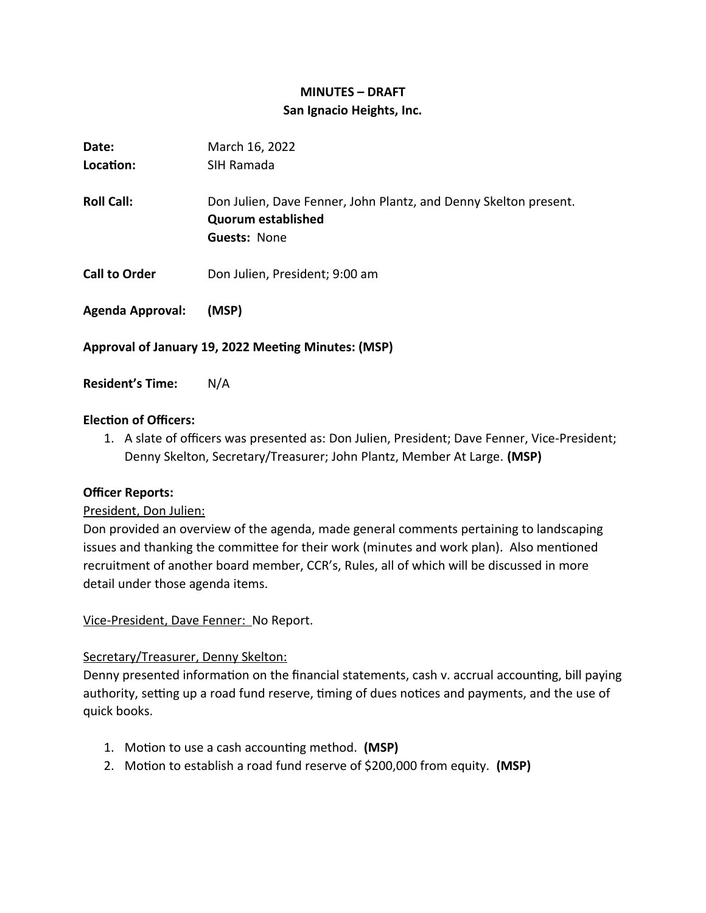**MINUTES – DRAFT**
**San Ignacio Heights, Inc.**

**Date:** March 16, 2022
**Location:** SIH Ramada

**Roll Call:** Don Julien, Dave Fenner, John Plantz, and Denny Skelton present.
**Quorum established**
**Guests:** None

**Call to Order** Don Julien, President; 9:00 am

**Agenda Approval:** **(MSP)**

**Approval of January 19, 2022 Meeting Minutes: (MSP)**

**Resident's Time:** N/A

**Election of Officers:**

1. A slate of officers was presented as: Don Julien, President; Dave Fenner, Vice-President; Denny Skelton, Secretary/Treasurer; John Plantz, Member At Large. **(MSP)**

**Officer Reports:**

President, Don Julien:

Don provided an overview of the agenda, made general comments pertaining to landscaping issues and thanking the committee for their work (minutes and work plan). Also mentioned recruitment of another board member, CCR's, Rules, all of which will be discussed in more detail under those agenda items.

Vice-President, Dave Fenner: No Report.

Secretary/Treasurer, Denny Skelton:

Denny presented information on the financial statements, cash v. accrual accounting, bill paying authority, setting up a road fund reserve, timing of dues notices and payments, and the use of quick books.

1. Motion to use a cash accounting method. **(MSP)**
2. Motion to establish a road fund reserve of $200,000 from equity. **(MSP)**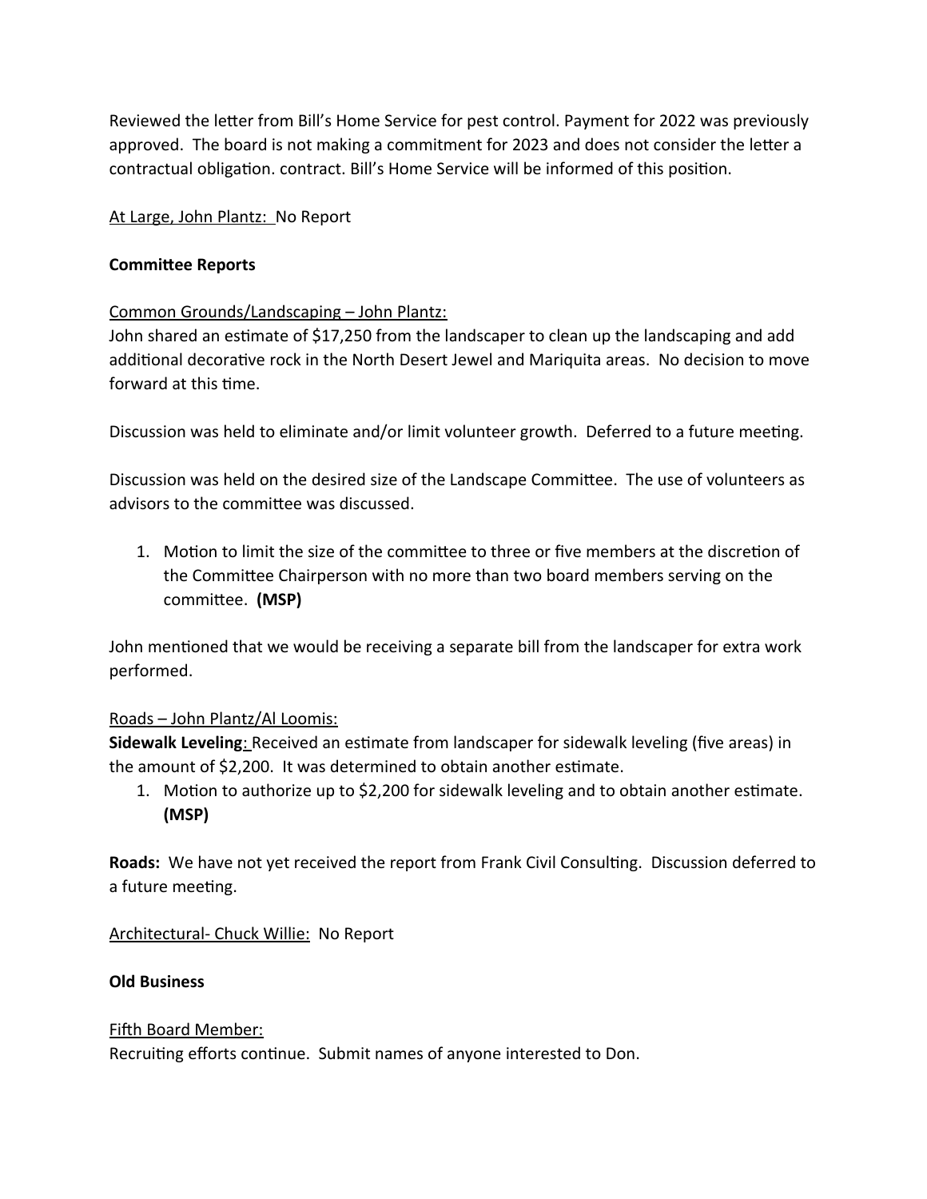Reviewed the letter from Bill's Home Service for pest control. Payment for 2022 was previously approved. The board is not making a commitment for 2023 and does not consider the letter a contractual obligation. contract. Bill's Home Service will be informed of this position.

<u>At Large, John Plantz:</u> No Report

**Committee Reports**

<u>Common Grounds/Landscaping – John Plantz:</u>
John shared an estimate of $17,250 from the landscaper to clean up the landscaping and add additional decorative rock in the North Desert Jewel and Mariquita areas. No decision to move forward at this time.

Discussion was held to eliminate and/or limit volunteer growth. Deferred to a future meeting.

Discussion was held on the desired size of the Landscape Committee. The use of volunteers as advisors to the committee was discussed.

1. Motion to limit the size of the committee to three or five members at the discretion of the Committee Chairperson with no more than two board members serving on the committee. **(MSP)**

John mentioned that we would be receiving a separate bill from the landscaper for extra work performed.

<u>Roads – John Plantz/Al Loomis:</u>
**Sidewalk Leveling**: Received an estimate from landscaper for sidewalk leveling (five areas) in the amount of $2,200. It was determined to obtain another estimate.

1. Motion to authorize up to $2,200 for sidewalk leveling and to obtain another estimate. **(MSP)**

**Roads:** We have not yet received the report from Frank Civil Consulting. Discussion deferred to a future meeting.

<u>Architectural- Chuck Willie:</u> No Report

**Old Business**

<u>Fifth Board Member:</u>
Recruiting efforts continue. Submit names of anyone interested to Don.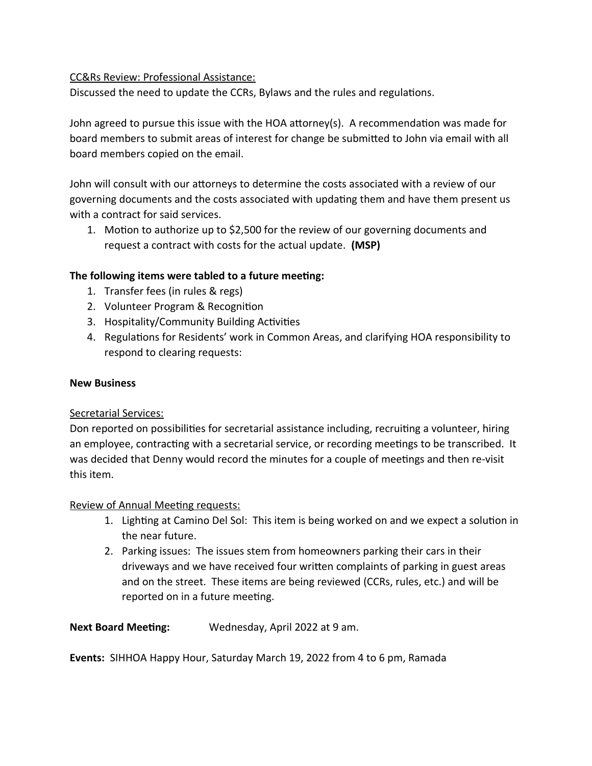CC&Rs Review: Professional Assistance:

Discussed the need to update the CCRs, Bylaws and the rules and regulations.

John agreed to pursue this issue with the HOA attorney(s). A recommendation was made for board members to submit areas of interest for change be submitted to John via email with all board members copied on the email.

John will consult with our attorneys to determine the costs associated with a review of our governing documents and the costs associated with updating them and have them present us with a contract for said services.

1. Motion to authorize up to $2,500 for the review of our governing documents and request a contract with costs for the actual update. **(MSP)**

**The following items were tabled to a future meeting:**

1. Transfer fees (in rules & regs)
2. Volunteer Program & Recognition
3. Hospitality/Community Building Activities
4. Regulations for Residents' work in Common Areas, and clarifying HOA responsibility to respond to clearing requests:

**New Business**

Secretarial Services:

Don reported on possibilities for secretarial assistance including, recruiting a volunteer, hiring an employee, contracting with a secretarial service, or recording meetings to be transcribed. It was decided that Denny would record the minutes for a couple of meetings and then re-visit this item.

Review of Annual Meeting requests:

1. Lighting at Camino Del Sol: This item is being worked on and we expect a solution in the near future.
2. Parking issues: The issues stem from homeowners parking their cars in their driveways and we have received four written complaints of parking in guest areas and on the street. These items are being reviewed (CCRs, rules, etc.) and will be reported on in a future meeting.

**Next Board Meeting:** Wednesday, April 2022 at 9 am.

**Events:** SIHHOA Happy Hour, Saturday March 19, 2022 from 4 to 6 pm, Ramada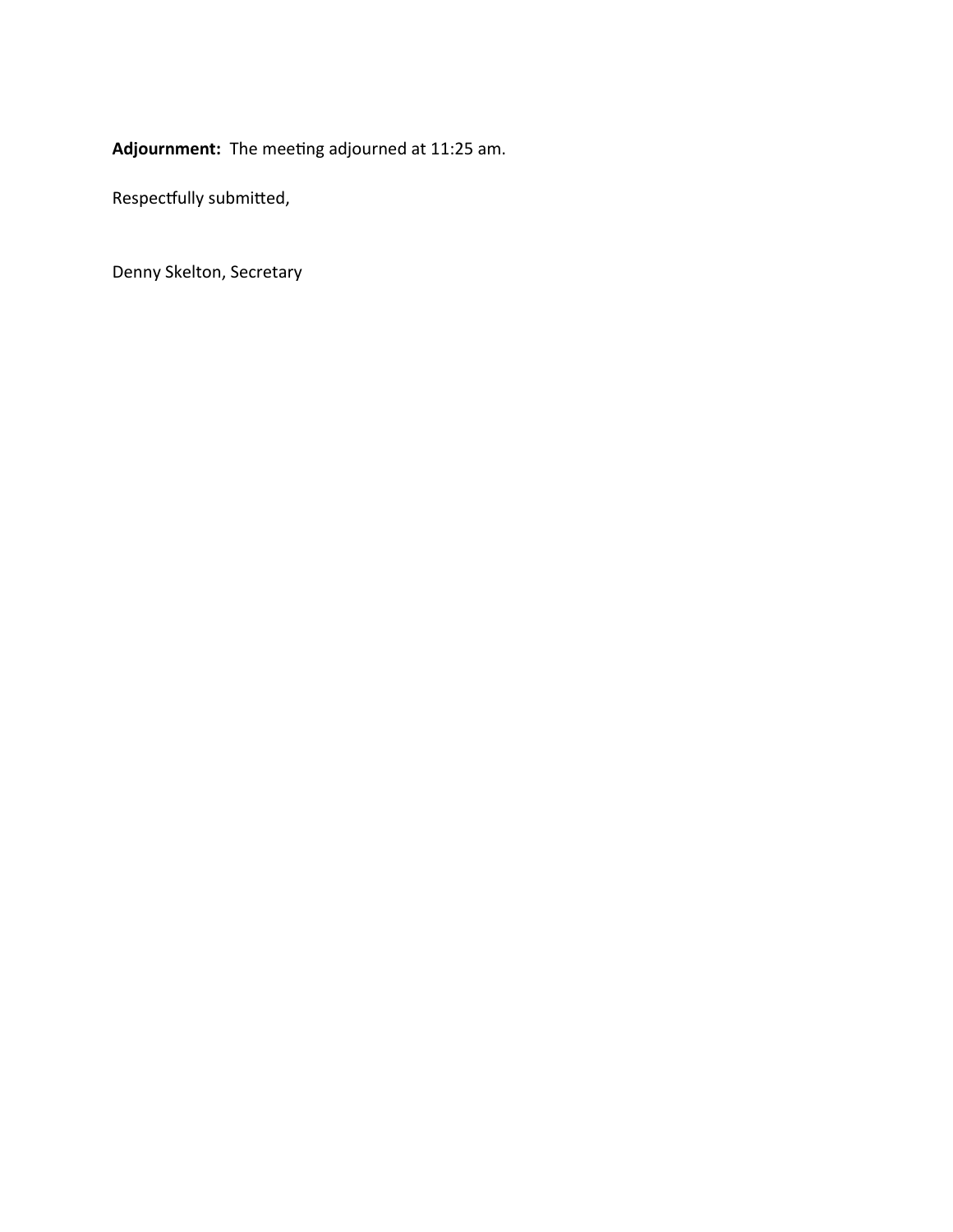**Adjournment:** The meeting adjourned at 11:25 am.

Respectfully submitted,

Denny Skelton, Secretary